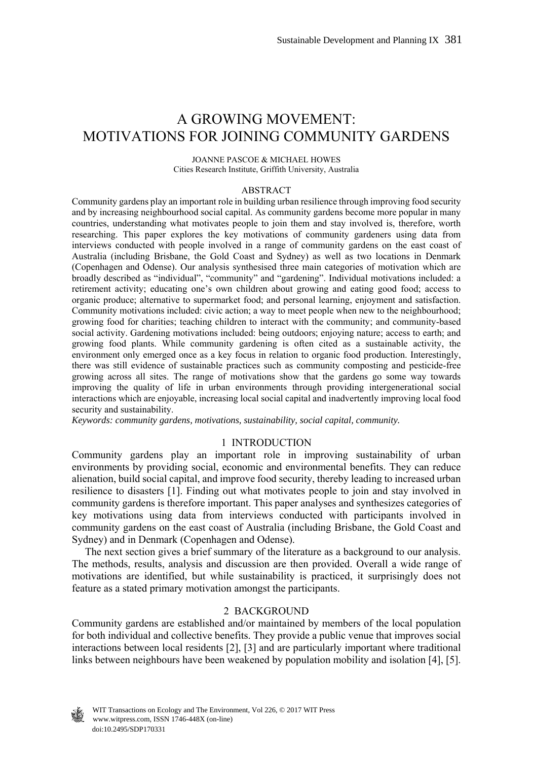# A GROWING MOVEMENT: MOTIVATIONS FOR JOINING COMMUNITY GARDENS

JOANNE PASCOE & MICHAEL HOWES
Cities Research Institute, Griffith University, Australia

## ABSTRACT

Community gardens play an important role in building urban resilience through improving food security and by increasing neighbourhood social capital. As community gardens become more popular in many countries, understanding what motivates people to join them and stay involved is, therefore, worth researching. This paper explores the key motivations of community gardeners using data from interviews conducted with people involved in a range of community gardens on the east coast of Australia (including Brisbane, the Gold Coast and Sydney) as well as two locations in Denmark (Copenhagen and Odense). Our analysis synthesised three main categories of motivation which are broadly described as "individual", "community" and "gardening". Individual motivations included: a retirement activity; educating one's own children about growing and eating good food; access to organic produce; alternative to supermarket food; and personal learning, enjoyment and satisfaction. Community motivations included: civic action; a way to meet people when new to the neighbourhood; growing food for charities; teaching children to interact with the community; and community-based social activity. Gardening motivations included: being outdoors; enjoying nature; access to earth; and growing food plants. While community gardening is often cited as a sustainable activity, the environment only emerged once as a key focus in relation to organic food production. Interestingly, there was still evidence of sustainable practices such as community composting and pesticide-free growing across all sites. The range of motivations show that the gardens go some way towards improving the quality of life in urban environments through providing intergenerational social interactions which are enjoyable, increasing local social capital and inadvertently improving local food security and sustainability.

*Keywords: community gardens, motivations, sustainability, social capital, community.*

## 1 INTRODUCTION

Community gardens play an important role in improving sustainability of urban environments by providing social, economic and environmental benefits. They can reduce alienation, build social capital, and improve food security, thereby leading to increased urban resilience to disasters [1]. Finding out what motivates people to join and stay involved in community gardens is therefore important. This paper analyses and synthesizes categories of key motivations using data from interviews conducted with participants involved in community gardens on the east coast of Australia (including Brisbane, the Gold Coast and Sydney) and in Denmark (Copenhagen and Odense).

The next section gives a brief summary of the literature as a background to our analysis. The methods, results, analysis and discussion are then provided. Overall a wide range of motivations are identified, but while sustainability is practiced, it surprisingly does not feature as a stated primary motivation amongst the participants.

## 2 BACKGROUND

Community gardens are established and/or maintained by members of the local population for both individual and collective benefits. They provide a public venue that improves social interactions between local residents [2], [3] and are particularly important where traditional links between neighbours have been weakened by population mobility and isolation [4], [5].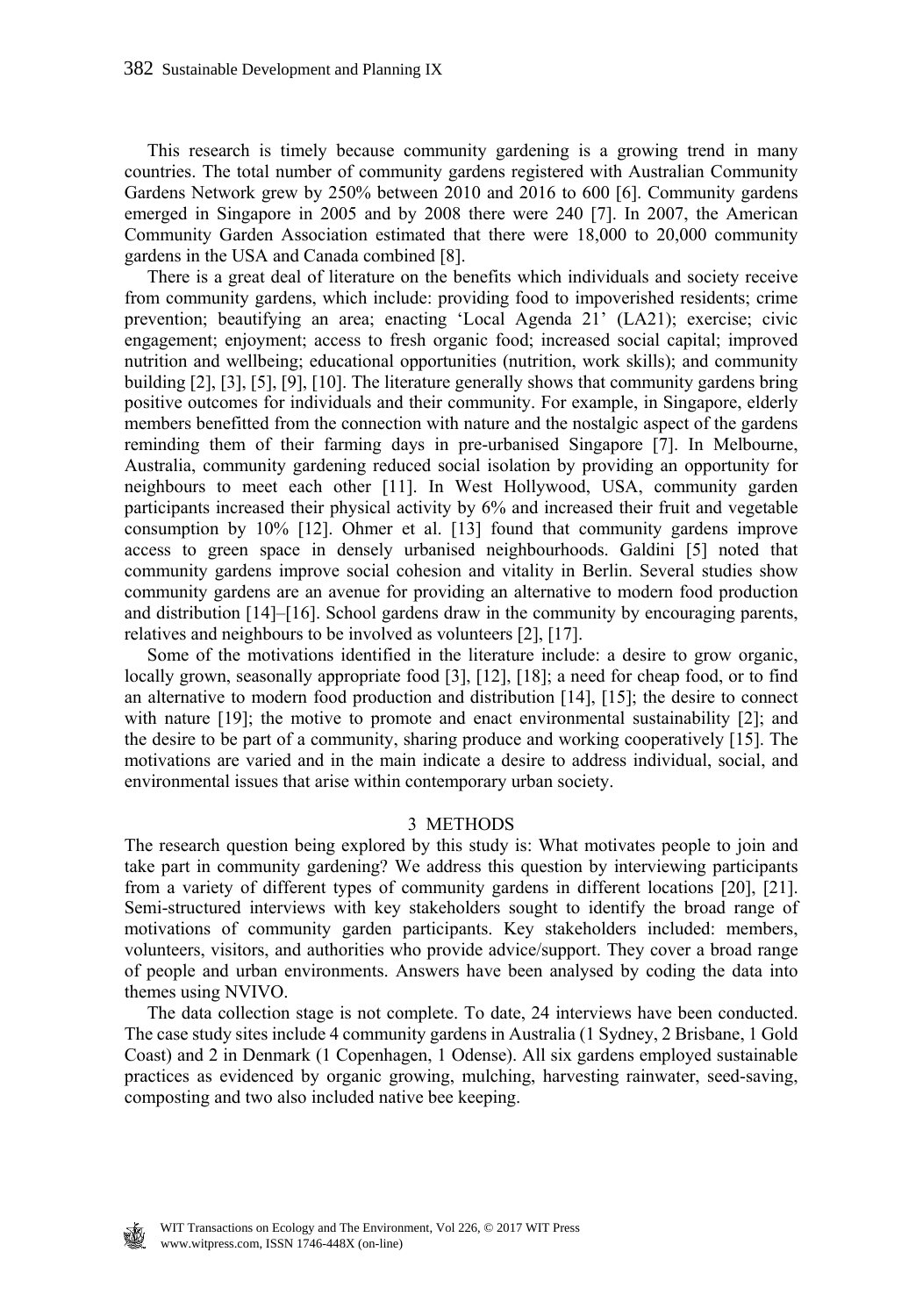This research is timely because community gardening is a growing trend in many countries. The total number of community gardens registered with Australian Community Gardens Network grew by 250% between 2010 and 2016 to 600 [6]. Community gardens emerged in Singapore in 2005 and by 2008 there were 240 [7]. In 2007, the American Community Garden Association estimated that there were 18,000 to 20,000 community gardens in the USA and Canada combined [8].

There is a great deal of literature on the benefits which individuals and society receive from community gardens, which include: providing food to impoverished residents; crime prevention; beautifying an area; enacting 'Local Agenda 21' (LA21); exercise; civic engagement; enjoyment; access to fresh organic food; increased social capital; improved nutrition and wellbeing; educational opportunities (nutrition, work skills); and community building [2], [3], [5], [9], [10]. The literature generally shows that community gardens bring positive outcomes for individuals and their community. For example, in Singapore, elderly members benefitted from the connection with nature and the nostalgic aspect of the gardens reminding them of their farming days in pre-urbanised Singapore [7]. In Melbourne, Australia, community gardening reduced social isolation by providing an opportunity for neighbours to meet each other [11]. In West Hollywood, USA, community garden participants increased their physical activity by 6% and increased their fruit and vegetable consumption by 10% [12]. Ohmer et al. [13] found that community gardens improve access to green space in densely urbanised neighbourhoods. Galdini [5] noted that community gardens improve social cohesion and vitality in Berlin. Several studies show community gardens are an avenue for providing an alternative to modern food production and distribution [14]–[16]. School gardens draw in the community by encouraging parents, relatives and neighbours to be involved as volunteers [2], [17].

Some of the motivations identified in the literature include: a desire to grow organic, locally grown, seasonally appropriate food [3], [12], [18]; a need for cheap food, or to find an alternative to modern food production and distribution [14], [15]; the desire to connect with nature [19]; the motive to promote and enact environmental sustainability [2]; and the desire to be part of a community, sharing produce and working cooperatively [15]. The motivations are varied and in the main indicate a desire to address individual, social, and environmental issues that arise within contemporary urban society.

## 3 METHODS

The research question being explored by this study is: What motivates people to join and take part in community gardening? We address this question by interviewing participants from a variety of different types of community gardens in different locations [20], [21]. Semi-structured interviews with key stakeholders sought to identify the broad range of motivations of community garden participants. Key stakeholders included: members, volunteers, visitors, and authorities who provide advice/support. They cover a broad range of people and urban environments. Answers have been analysed by coding the data into themes using NVIVO.

The data collection stage is not complete. To date, 24 interviews have been conducted. The case study sites include 4 community gardens in Australia (1 Sydney, 2 Brisbane, 1 Gold Coast) and 2 in Denmark (1 Copenhagen, 1 Odense). All six gardens employed sustainable practices as evidenced by organic growing, mulching, harvesting rainwater, seed-saving, composting and two also included native bee keeping.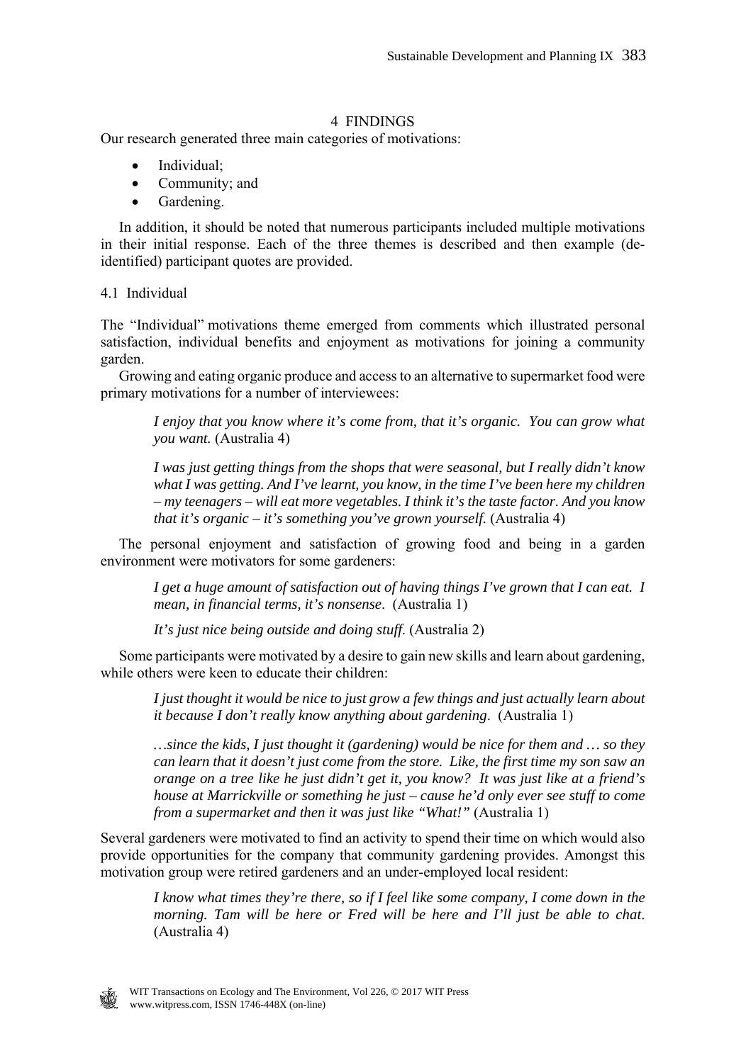# 4 FINDINGS

Our research generated three main categories of motivations:

- Individual;
- Community; and
- Gardening.

In addition, it should be noted that numerous participants included multiple motivations in their initial response. Each of the three themes is described and then example (de-identified) participant quotes are provided.

## 4.1 Individual

The "Individual" motivations theme emerged from comments which illustrated personal satisfaction, individual benefits and enjoyment as motivations for joining a community garden.

Growing and eating organic produce and access to an alternative to supermarket food were primary motivations for a number of interviewees:

> *I enjoy that you know where it's come from, that it's organic. You can grow what you want.* (Australia 4)

> *I was just getting things from the shops that were seasonal, but I really didn't know what I was getting. And I've learnt, you know, in the time I've been here my children – my teenagers – will eat more vegetables. I think it's the taste factor. And you know that it's organic – it's something you've grown yourself.* (Australia 4)

The personal enjoyment and satisfaction of growing food and being in a garden environment were motivators for some gardeners:

> *I get a huge amount of satisfaction out of having things I've grown that I can eat. I mean, in financial terms, it's nonsense*. (Australia 1)

> *It's just nice being outside and doing stuff*. (Australia 2)

Some participants were motivated by a desire to gain new skills and learn about gardening, while others were keen to educate their children:

> *I just thought it would be nice to just grow a few things and just actually learn about it because I don't really know anything about gardening*. (Australia 1)

> *…since the kids, I just thought it (gardening) would be nice for them and … so they can learn that it doesn't just come from the store. Like, the first time my son saw an orange on a tree like he just didn't get it, you know? It was just like at a friend's house at Marrickville or something he just – cause he'd only ever see stuff to come from a supermarket and then it was just like "What!"* (Australia 1)

Several gardeners were motivated to find an activity to spend their time on which would also provide opportunities for the company that community gardening provides. Amongst this motivation group were retired gardeners and an under-employed local resident:

> *I know what times they're there, so if I feel like some company, I come down in the morning. Tam will be here or Fred will be here and I'll just be able to chat*. (Australia 4)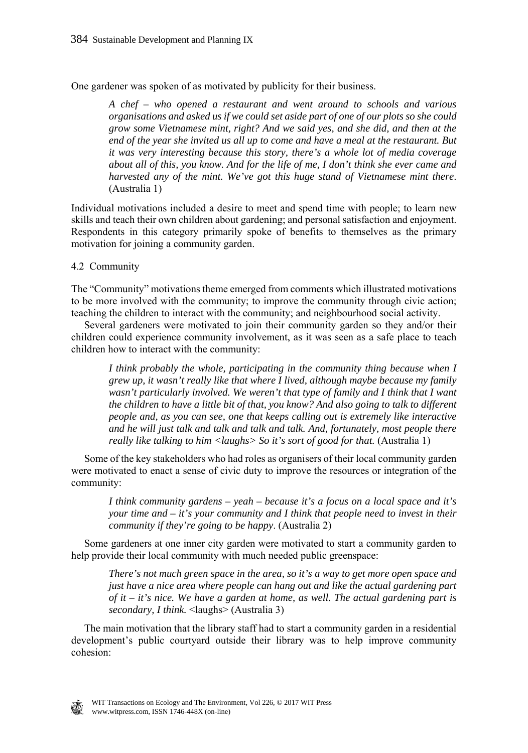One gardener was spoken of as motivated by publicity for their business.

> *A chef – who opened a restaurant and went around to schools and various organisations and asked us if we could set aside part of one of our plots so she could grow some Vietnamese mint, right? And we said yes, and she did, and then at the end of the year she invited us all up to come and have a meal at the restaurant. But it was very interesting because this story, there's a whole lot of media coverage about all of this, you know. And for the life of me, I don't think she ever came and harvested any of the mint. We've got this huge stand of Vietnamese mint there.* (Australia 1)

Individual motivations included a desire to meet and spend time with people; to learn new skills and teach their own children about gardening; and personal satisfaction and enjoyment. Respondents in this category primarily spoke of benefits to themselves as the primary motivation for joining a community garden.

### 4.2 Community

The "Community" motivations theme emerged from comments which illustrated motivations to be more involved with the community; to improve the community through civic action; teaching the children to interact with the community; and neighbourhood social activity.

Several gardeners were motivated to join their community garden so they and/or their children could experience community involvement, as it was seen as a safe place to teach children how to interact with the community:

> *I think probably the whole, participating in the community thing because when I grew up, it wasn't really like that where I lived, although maybe because my family wasn't particularly involved. We weren't that type of family and I think that I want the children to have a little bit of that, you know? And also going to talk to different people and, as you can see, one that keeps calling out is extremely like interactive and he will just talk and talk and talk and talk. And, fortunately, most people there really like talking to him <laughs> So it's sort of good for that.* (Australia 1)

Some of the key stakeholders who had roles as organisers of their local community garden were motivated to enact a sense of civic duty to improve the resources or integration of the community:

> *I think community gardens – yeah – because it's a focus on a local space and it's your time and – it's your community and I think that people need to invest in their community if they're going to be happy*. (Australia 2)

Some gardeners at one inner city garden were motivated to start a community garden to help provide their local community with much needed public greenspace:

> *There's not much green space in the area, so it's a way to get more open space and just have a nice area where people can hang out and like the actual gardening part of it – it's nice. We have a garden at home, as well. The actual gardening part is secondary, I think.* <laughs> (Australia 3)

The main motivation that the library staff had to start a community garden in a residential development's public courtyard outside their library was to help improve community cohesion: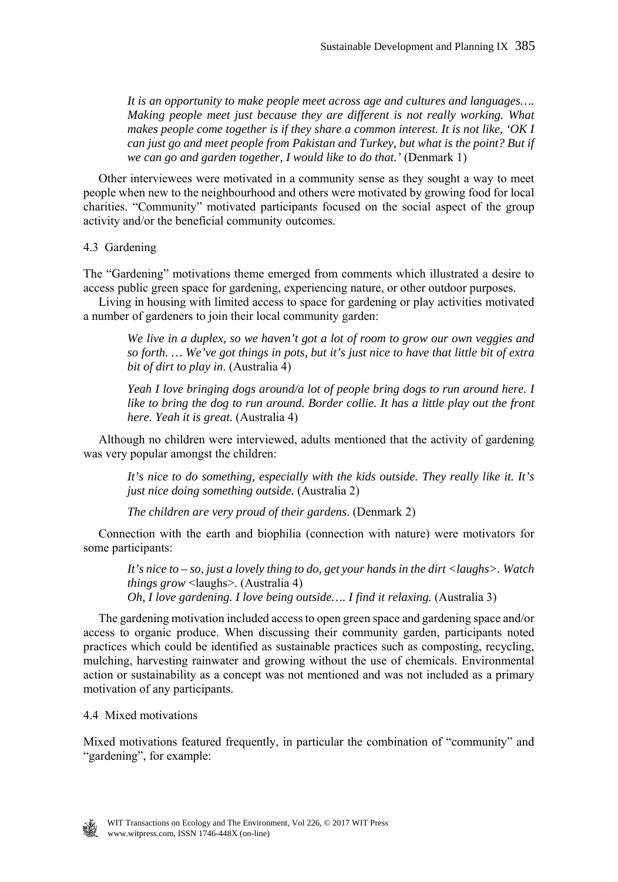> *It is an opportunity to make people meet across age and cultures and languages…. Making people meet just because they are different is not really working. What makes people come together is if they share a common interest. It is not like, 'OK I can just go and meet people from Pakistan and Turkey, but what is the point? But if we can go and garden together, I would like to do that.'* (Denmark 1)

Other interviewees were motivated in a community sense as they sought a way to meet people when new to the neighbourhood and others were motivated by growing food for local charities. "Community" motivated participants focused on the social aspect of the group activity and/or the beneficial community outcomes.

### 4.3 Gardening

The "Gardening" motivations theme emerged from comments which illustrated a desire to access public green space for gardening, experiencing nature, or other outdoor purposes.

Living in housing with limited access to space for gardening or play activities motivated a number of gardeners to join their local community garden:

> *We live in a duplex, so we haven't got a lot of room to grow our own veggies and so forth. … We've got things in pots, but it's just nice to have that little bit of extra bit of dirt to play in*. (Australia 4)

> *Yeah I love bringing dogs around/a lot of people bring dogs to run around here. I like to bring the dog to run around. Border collie. It has a little play out the front here. Yeah it is great.* (Australia 4)

Although no children were interviewed, adults mentioned that the activity of gardening was very popular amongst the children:

> *It's nice to do something, especially with the kids outside. They really like it. It's just nice doing something outside.* (Australia 2)

> *The children are very proud of their gardens*. (Denmark 2)

Connection with the earth and biophilia (connection with nature) were motivators for some participants:

> *It's nice to – so, just a lovely thing to do, get your hands in the dirt <laughs>. Watch things grow* <laughs>. (Australia 4)
> *Oh, I love gardening. I love being outside…. I find it relaxing.* (Australia 3)

The gardening motivation included access to open green space and gardening space and/or access to organic produce. When discussing their community garden, participants noted practices which could be identified as sustainable practices such as composting, recycling, mulching, harvesting rainwater and growing without the use of chemicals. Environmental action or sustainability as a concept was not mentioned and was not included as a primary motivation of any participants.

### 4.4 Mixed motivations

Mixed motivations featured frequently, in particular the combination of "community" and "gardening", for example: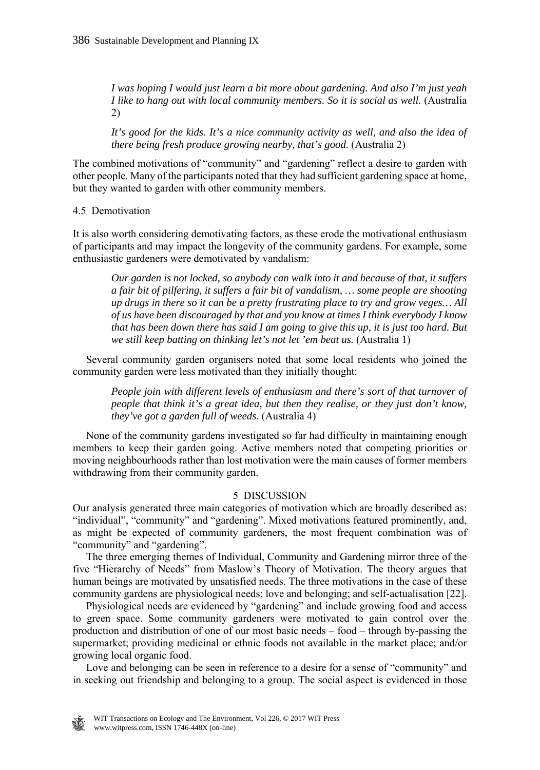> *I was hoping I would just learn a bit more about gardening. And also I'm just yeah I like to hang out with local community members. So it is social as well.* (Australia 2)

> *It's good for the kids. It's a nice community activity as well, and also the idea of there being fresh produce growing nearby, that's good.* (Australia 2)

The combined motivations of "community" and "gardening" reflect a desire to garden with other people. Many of the participants noted that they had sufficient gardening space at home, but they wanted to garden with other community members.

### 4.5 Demotivation

It is also worth considering demotivating factors, as these erode the motivational enthusiasm of participants and may impact the longevity of the community gardens. For example, some enthusiastic gardeners were demotivated by vandalism:

> *Our garden is not locked, so anybody can walk into it and because of that, it suffers a fair bit of pilfering, it suffers a fair bit of vandalism, … some people are shooting up drugs in there so it can be a pretty frustrating place to try and grow veges… All of us have been discouraged by that and you know at times I think everybody I know that has been down there has said I am going to give this up, it is just too hard. But we still keep batting on thinking let's not let 'em beat us.* (Australia 1)

Several community garden organisers noted that some local residents who joined the community garden were less motivated than they initially thought:

> *People join with different levels of enthusiasm and there's sort of that turnover of people that think it's a great idea, but then they realise, or they just don't know, they've got a garden full of weeds.* (Australia 4)

None of the community gardens investigated so far had difficulty in maintaining enough members to keep their garden going. Active members noted that competing priorities or moving neighbourhoods rather than lost motivation were the main causes of former members withdrawing from their community garden.

## 5 DISCUSSION

Our analysis generated three main categories of motivation which are broadly described as: "individual", "community" and "gardening". Mixed motivations featured prominently, and, as might be expected of community gardeners, the most frequent combination was of "community" and "gardening".

The three emerging themes of Individual, Community and Gardening mirror three of the five "Hierarchy of Needs" from Maslow's Theory of Motivation. The theory argues that human beings are motivated by unsatisfied needs. The three motivations in the case of these community gardens are physiological needs; love and belonging; and self-actualisation [22].

Physiological needs are evidenced by "gardening" and include growing food and access to green space. Some community gardeners were motivated to gain control over the production and distribution of one of our most basic needs – food – through by-passing the supermarket; providing medicinal or ethnic foods not available in the market place; and/or growing local organic food.

Love and belonging can be seen in reference to a desire for a sense of "community" and in seeking out friendship and belonging to a group. The social aspect is evidenced in those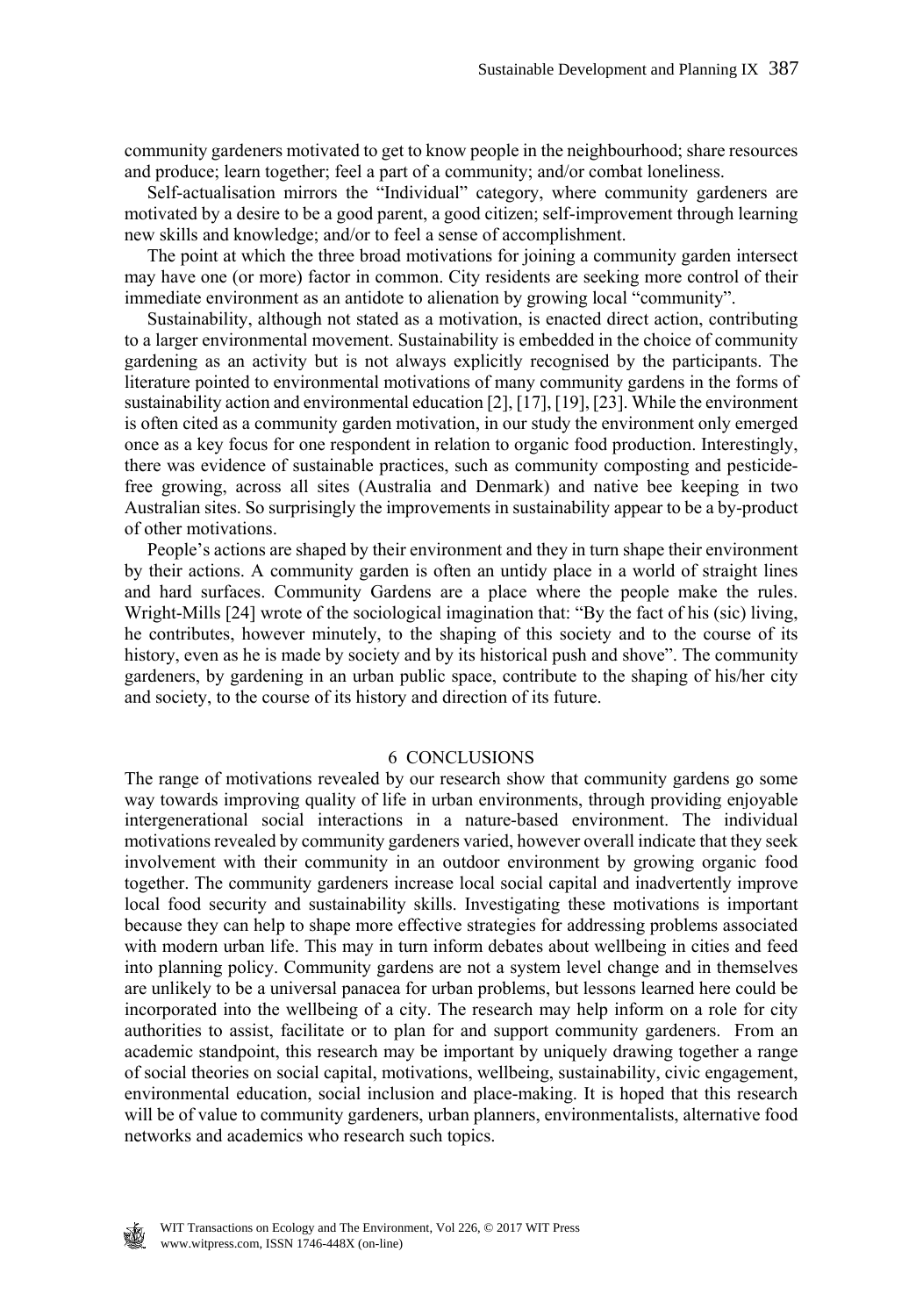community gardeners motivated to get to know people in the neighbourhood; share resources and produce; learn together; feel a part of a community; and/or combat loneliness.

Self-actualisation mirrors the "Individual" category, where community gardeners are motivated by a desire to be a good parent, a good citizen; self-improvement through learning new skills and knowledge; and/or to feel a sense of accomplishment.

The point at which the three broad motivations for joining a community garden intersect may have one (or more) factor in common. City residents are seeking more control of their immediate environment as an antidote to alienation by growing local "community".

Sustainability, although not stated as a motivation, is enacted direct action, contributing to a larger environmental movement. Sustainability is embedded in the choice of community gardening as an activity but is not always explicitly recognised by the participants. The literature pointed to environmental motivations of many community gardens in the forms of sustainability action and environmental education [2], [17], [19], [23]. While the environment is often cited as a community garden motivation, in our study the environment only emerged once as a key focus for one respondent in relation to organic food production. Interestingly, there was evidence of sustainable practices, such as community composting and pesticide-free growing, across all sites (Australia and Denmark) and native bee keeping in two Australian sites. So surprisingly the improvements in sustainability appear to be a by-product of other motivations.

People's actions are shaped by their environment and they in turn shape their environment by their actions. A community garden is often an untidy place in a world of straight lines and hard surfaces. Community Gardens are a place where the people make the rules. Wright-Mills [24] wrote of the sociological imagination that: "By the fact of his (sic) living, he contributes, however minutely, to the shaping of this society and to the course of its history, even as he is made by society and by its historical push and shove". The community gardeners, by gardening in an urban public space, contribute to the shaping of his/her city and society, to the course of its history and direction of its future.

## 6 CONCLUSIONS

The range of motivations revealed by our research show that community gardens go some way towards improving quality of life in urban environments, through providing enjoyable intergenerational social interactions in a nature-based environment. The individual motivations revealed by community gardeners varied, however overall indicate that they seek involvement with their community in an outdoor environment by growing organic food together. The community gardeners increase local social capital and inadvertently improve local food security and sustainability skills. Investigating these motivations is important because they can help to shape more effective strategies for addressing problems associated with modern urban life. This may in turn inform debates about wellbeing in cities and feed into planning policy. Community gardens are not a system level change and in themselves are unlikely to be a universal panacea for urban problems, but lessons learned here could be incorporated into the wellbeing of a city. The research may help inform on a role for city authorities to assist, facilitate or to plan for and support community gardeners. From an academic standpoint, this research may be important by uniquely drawing together a range of social theories on social capital, motivations, wellbeing, sustainability, civic engagement, environmental education, social inclusion and place-making. It is hoped that this research will be of value to community gardeners, urban planners, environmentalists, alternative food networks and academics who research such topics.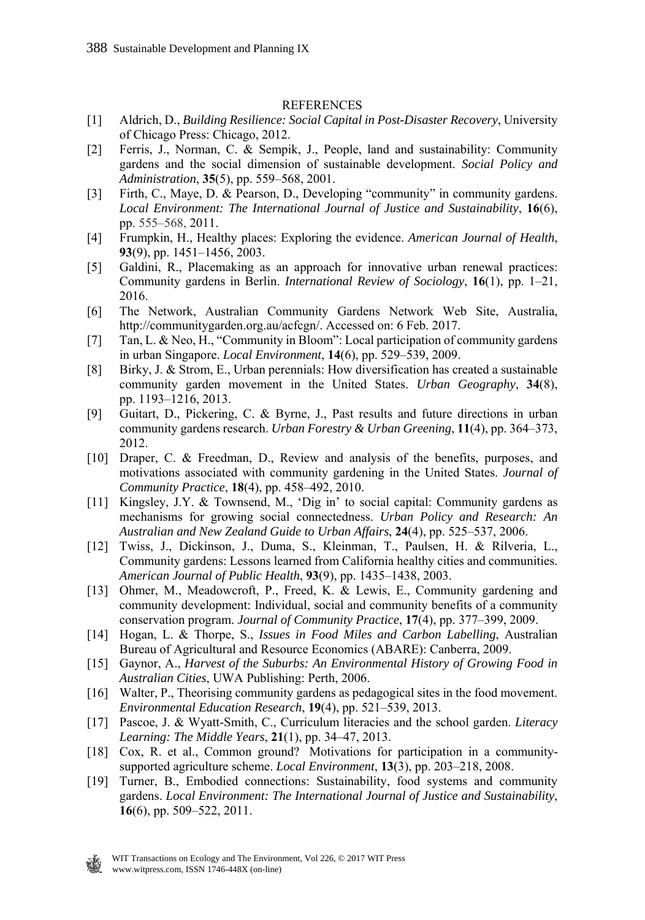## REFERENCES

[1] Aldrich, D., *Building Resilience: Social Capital in Post-Disaster Recovery*, University of Chicago Press: Chicago, 2012.

[2] Ferris, J., Norman, C. & Sempik, J., People, land and sustainability: Community gardens and the social dimension of sustainable development. *Social Policy and Administration*, **35**(5), pp. 559–568, 2001.

[3] Firth, C., Maye, D. & Pearson, D., Developing "community" in community gardens. *Local Environment: The International Journal of Justice and Sustainability*, **16**(6), pp. 555–568, 2011.

[4] Frumpkin, H., Healthy places: Exploring the evidence. *American Journal of Health*, **93**(9), pp. 1451–1456, 2003.

[5] Galdini, R., Placemaking as an approach for innovative urban renewal practices: Community gardens in Berlin. *International Review of Sociology*, **16**(1), pp. 1–21, 2016.

[6] The Network, Australian Community Gardens Network Web Site, Australia, http://communitygarden.org.au/acfcgn/. Accessed on: 6 Feb. 2017.

[7] Tan, L. & Neo, H., "Community in Bloom": Local participation of community gardens in urban Singapore. *Local Environment*, **14**(6), pp. 529–539, 2009.

[8] Birky, J. & Strom, E., Urban perennials: How diversification has created a sustainable community garden movement in the United States. *Urban Geography*, **34**(8), pp. 1193–1216, 2013.

[9] Guitart, D., Pickering, C. & Byrne, J., Past results and future directions in urban community gardens research. *Urban Forestry & Urban Greening*, **11**(4), pp. 364–373, 2012.

[10] Draper, C. & Freedman, D., Review and analysis of the benefits, purposes, and motivations associated with community gardening in the United States. *Journal of Community Practice*, **18**(4), pp. 458–492, 2010.

[11] Kingsley, J.Y. & Townsend, M., 'Dig in' to social capital: Community gardens as mechanisms for growing social connectedness. *Urban Policy and Research: An Australian and New Zealand Guide to Urban Affairs*, **24**(4), pp. 525–537, 2006.

[12] Twiss, J., Dickinson, J., Duma, S., Kleinman, T., Paulsen, H. & Rilveria, L., Community gardens: Lessons learned from California healthy cities and communities. *American Journal of Public Health*, **93**(9), pp. 1435–1438, 2003.

[13] Ohmer, M., Meadowcroft, P., Freed, K. & Lewis, E., Community gardening and community development: Individual, social and community benefits of a community conservation program. *Journal of Community Practice*, **17**(4), pp. 377–399, 2009.

[14] Hogan, L. & Thorpe, S., *Issues in Food Miles and Carbon Labelling*, Australian Bureau of Agricultural and Resource Economics (ABARE): Canberra, 2009.

[15] Gaynor, A., *Harvest of the Suburbs: An Environmental History of Growing Food in Australian Cities*, UWA Publishing: Perth, 2006.

[16] Walter, P., Theorising community gardens as pedagogical sites in the food movement. *Environmental Education Research*, **19**(4), pp. 521–539, 2013.

[17] Pascoe, J. & Wyatt-Smith, C., Curriculum literacies and the school garden. *Literacy Learning: The Middle Years*, **21**(1), pp. 34–47, 2013.

[18] Cox, R. et al., Common ground? Motivations for participation in a community-supported agriculture scheme. *Local Environment*, **13**(3), pp. 203–218, 2008.

[19] Turner, B., Embodied connections: Sustainability, food systems and community gardens. *Local Environment: The International Journal of Justice and Sustainability*, **16**(6), pp. 509–522, 2011.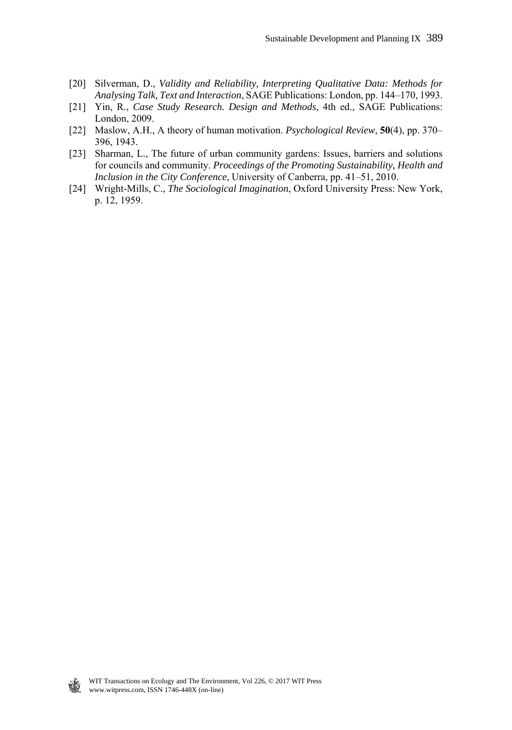[20] Silverman, D., *Validity and Reliability, Interpreting Qualitative Data: Methods for Analysing Talk, Text and Interaction*, SAGE Publications: London, pp. 144–170, 1993.

[21] Yin, R., *Case Study Research. Design and Methods*, 4th ed., SAGE Publications: London, 2009.

[22] Maslow, A.H., A theory of human motivation. *Psychological Review*, **50**(4), pp. 370–396, 1943.

[23] Sharman, L., The future of urban community gardens: Issues, barriers and solutions for councils and community. *Proceedings of the Promoting Sustainability, Health and Inclusion in the City Conference*, University of Canberra, pp. 41–51, 2010.

[24] Wright-Mills, C., *The Sociological Imagination*, Oxford University Press: New York, p. 12, 1959.